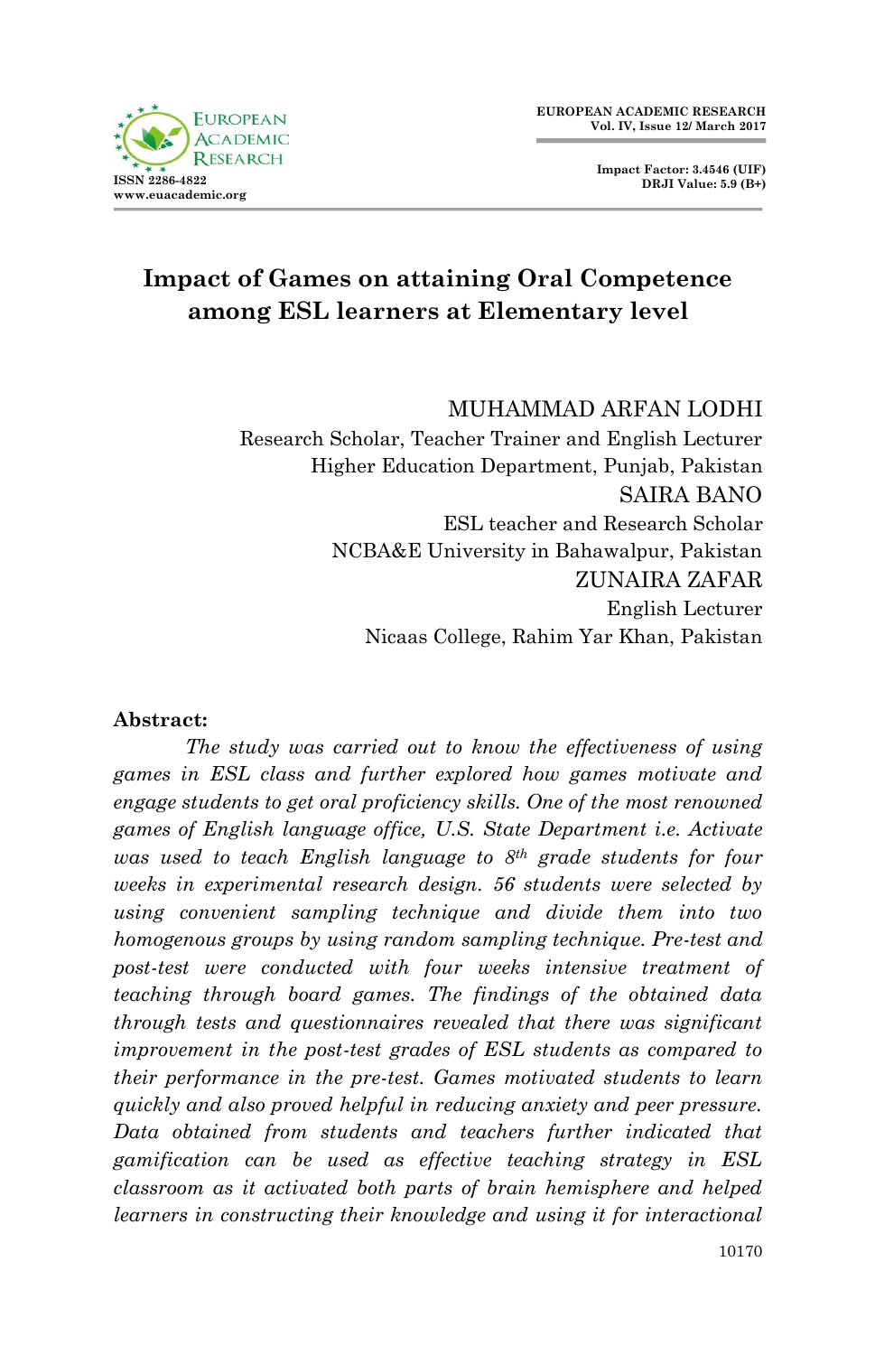# Impact of Games on attaining Oral Competence among ESL learners at Elementary level

MUHAMMAD ARFAN LODHI
Research Scholar, Teacher Trainer and English Lecturer
Higher Education Department, Punjab, Pakistan

SAIRA BANO
ESL teacher and Research Scholar
NCBA&E University in Bahawalpur, Pakistan

ZUNAIRA ZAFAR
English Lecturer
Nicaas College, Rahim Yar Khan, Pakistan

**Abstract:**

*The study was carried out to know the effectiveness of using games in ESL class and further explored how games motivate and engage students to get oral proficiency skills. One of the most renowned games of English language office, U.S. State Department i.e. Activate was used to teach English language to 8th grade students for four weeks in experimental research design. 56 students were selected by using convenient sampling technique and divide them into two homogenous groups by using random sampling technique. Pre-test and post-test were conducted with four weeks intensive treatment of teaching through board games. The findings of the obtained data through tests and questionnaires revealed that there was significant improvement in the post-test grades of ESL students as compared to their performance in the pre-test. Games motivated students to learn quickly and also proved helpful in reducing anxiety and peer pressure. Data obtained from students and teachers further indicated that gamification can be used as effective teaching strategy in ESL classroom as it activated both parts of brain hemisphere and helped learners in constructing their knowledge and using it for interactional*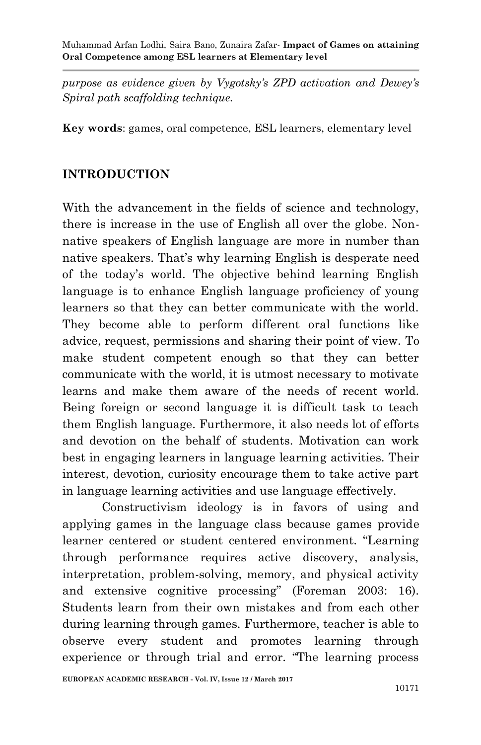*purpose as evidence given by Vygotsky's ZPD activation and Dewey's Spiral path scaffolding technique.*

**Key words**: games, oral competence, ESL learners, elementary level

## INTRODUCTION

With the advancement in the fields of science and technology, there is increase in the use of English all over the globe. Non-native speakers of English language are more in number than native speakers. That's why learning English is desperate need of the today's world. The objective behind learning English language is to enhance English language proficiency of young learners so that they can better communicate with the world. They become able to perform different oral functions like advice, request, permissions and sharing their point of view. To make student competent enough so that they can better communicate with the world, it is utmost necessary to motivate learns and make them aware of the needs of recent world. Being foreign or second language it is difficult task to teach them English language. Furthermore, it also needs lot of efforts and devotion on the behalf of students. Motivation can work best in engaging learners in language learning activities. Their interest, devotion, curiosity encourage them to take active part in language learning activities and use language effectively.

Constructivism ideology is in favors of using and applying games in the language class because games provide learner centered or student centered environment. "Learning through performance requires active discovery, analysis, interpretation, problem-solving, memory, and physical activity and extensive cognitive processing" (Foreman 2003: 16). Students learn from their own mistakes and from each other during learning through games. Furthermore, teacher is able to observe every student and promotes learning through experience or through trial and error. "The learning process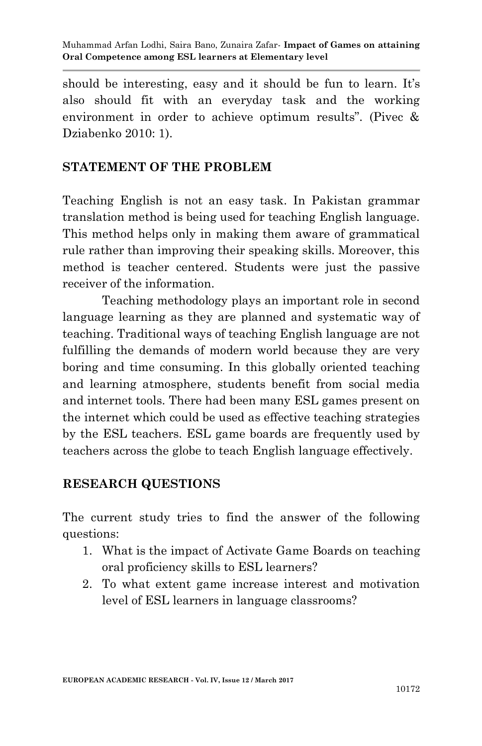should be interesting, easy and it should be fun to learn. It's also should fit with an everyday task and the working environment in order to achieve optimum results". (Pivec & Dziabenko 2010: 1).

## STATEMENT OF THE PROBLEM

Teaching English is not an easy task. In Pakistan grammar translation method is being used for teaching English language. This method helps only in making them aware of grammatical rule rather than improving their speaking skills. Moreover, this method is teacher centered. Students were just the passive receiver of the information.

Teaching methodology plays an important role in second language learning as they are planned and systematic way of teaching. Traditional ways of teaching English language are not fulfilling the demands of modern world because they are very boring and time consuming. In this globally oriented teaching and learning atmosphere, students benefit from social media and internet tools. There had been many ESL games present on the internet which could be used as effective teaching strategies by the ESL teachers. ESL game boards are frequently used by teachers across the globe to teach English language effectively.

## RESEARCH QUESTIONS

The current study tries to find the answer of the following questions:

1. What is the impact of Activate Game Boards on teaching oral proficiency skills to ESL learners?
2. To what extent game increase interest and motivation level of ESL learners in language classrooms?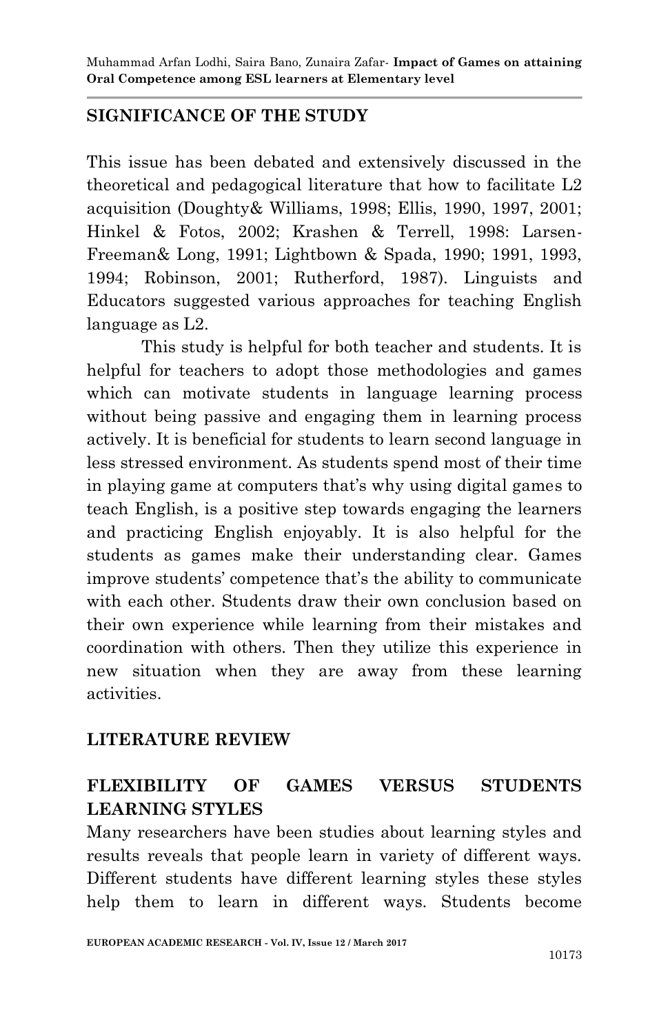## SIGNIFICANCE OF THE STUDY

This issue has been debated and extensively discussed in the theoretical and pedagogical literature that how to facilitate L2 acquisition (Doughty& Williams, 1998; Ellis, 1990, 1997, 2001; Hinkel & Fotos, 2002; Krashen & Terrell, 1998: Larsen-Freeman& Long, 1991; Lightbown & Spada, 1990; 1991, 1993, 1994; Robinson, 2001; Rutherford, 1987). Linguists and Educators suggested various approaches for teaching English language as L2.

This study is helpful for both teacher and students. It is helpful for teachers to adopt those methodologies and games which can motivate students in language learning process without being passive and engaging them in learning process actively. It is beneficial for students to learn second language in less stressed environment. As students spend most of their time in playing game at computers that's why using digital games to teach English, is a positive step towards engaging the learners and practicing English enjoyably. It is also helpful for the students as games make their understanding clear. Games improve students' competence that's the ability to communicate with each other. Students draw their own conclusion based on their own experience while learning from their mistakes and coordination with others. Then they utilize this experience in new situation when they are away from these learning activities.

## LITERATURE REVIEW

### FLEXIBILITY OF GAMES VERSUS STUDENTS LEARNING STYLES

Many researchers have been studies about learning styles and results reveals that people learn in variety of different ways. Different students have different learning styles these styles help them to learn in different ways. Students become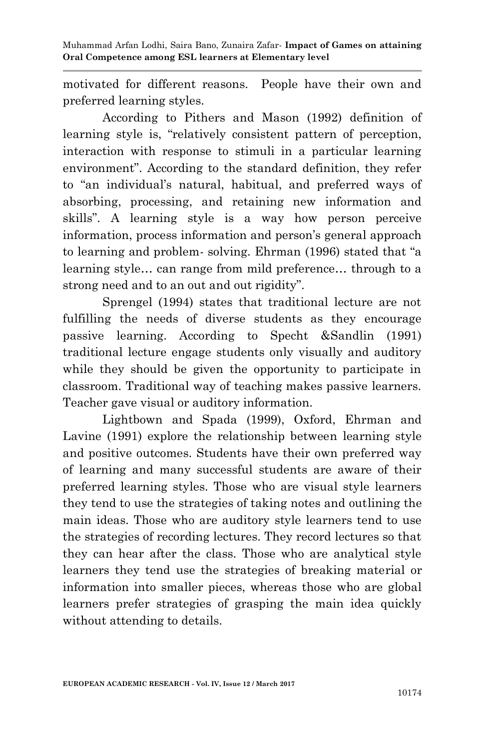motivated for different reasons. People have their own and preferred learning styles.

According to Pithers and Mason (1992) definition of learning style is, "relatively consistent pattern of perception, interaction with response to stimuli in a particular learning environment". According to the standard definition, they refer to "an individual's natural, habitual, and preferred ways of absorbing, processing, and retaining new information and skills". A learning style is a way how person perceive information, process information and person's general approach to learning and problem- solving. Ehrman (1996) stated that "a learning style… can range from mild preference… through to a strong need and to an out and out rigidity".

Sprengel (1994) states that traditional lecture are not fulfilling the needs of diverse students as they encourage passive learning. According to Specht &Sandlin (1991) traditional lecture engage students only visually and auditory while they should be given the opportunity to participate in classroom. Traditional way of teaching makes passive learners. Teacher gave visual or auditory information.

Lightbown and Spada (1999), Oxford, Ehrman and Lavine (1991) explore the relationship between learning style and positive outcomes. Students have their own preferred way of learning and many successful students are aware of their preferred learning styles. Those who are visual style learners they tend to use the strategies of taking notes and outlining the main ideas. Those who are auditory style learners tend to use the strategies of recording lectures. They record lectures so that they can hear after the class. Those who are analytical style learners they tend use the strategies of breaking material or information into smaller pieces, whereas those who are global learners prefer strategies of grasping the main idea quickly without attending to details.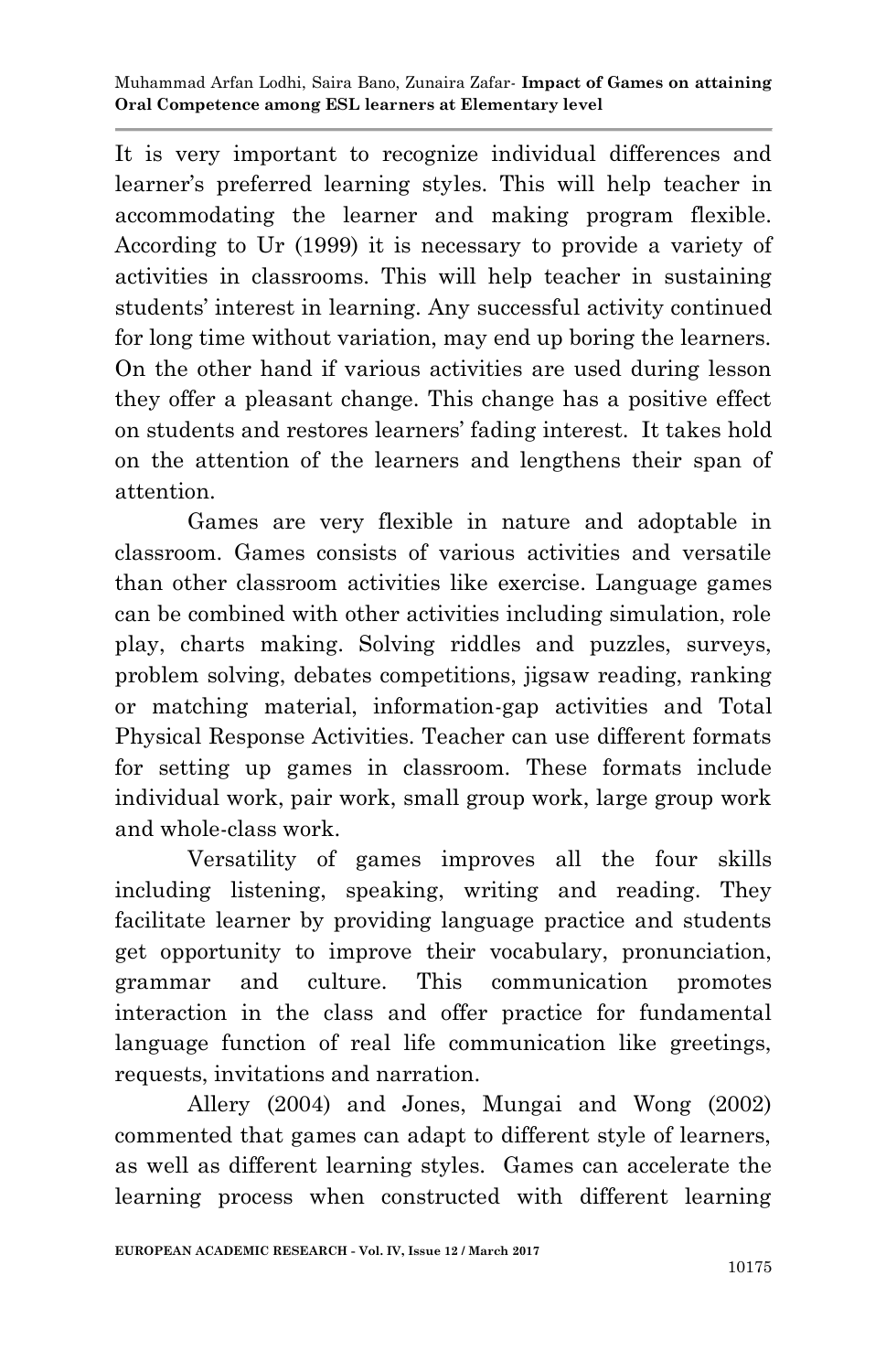It is very important to recognize individual differences and learner's preferred learning styles. This will help teacher in accommodating the learner and making program flexible. According to Ur (1999) it is necessary to provide a variety of activities in classrooms. This will help teacher in sustaining students' interest in learning. Any successful activity continued for long time without variation, may end up boring the learners. On the other hand if various activities are used during lesson they offer a pleasant change. This change has a positive effect on students and restores learners' fading interest. It takes hold on the attention of the learners and lengthens their span of attention.

Games are very flexible in nature and adoptable in classroom. Games consists of various activities and versatile than other classroom activities like exercise. Language games can be combined with other activities including simulation, role play, charts making. Solving riddles and puzzles, surveys, problem solving, debates competitions, jigsaw reading, ranking or matching material, information-gap activities and Total Physical Response Activities. Teacher can use different formats for setting up games in classroom. These formats include individual work, pair work, small group work, large group work and whole-class work.

Versatility of games improves all the four skills including listening, speaking, writing and reading. They facilitate learner by providing language practice and students get opportunity to improve their vocabulary, pronunciation, grammar and culture. This communication promotes interaction in the class and offer practice for fundamental language function of real life communication like greetings, requests, invitations and narration.

Allery (2004) and Jones, Mungai and Wong (2002) commented that games can adapt to different style of learners, as well as different learning styles. Games can accelerate the learning process when constructed with different learning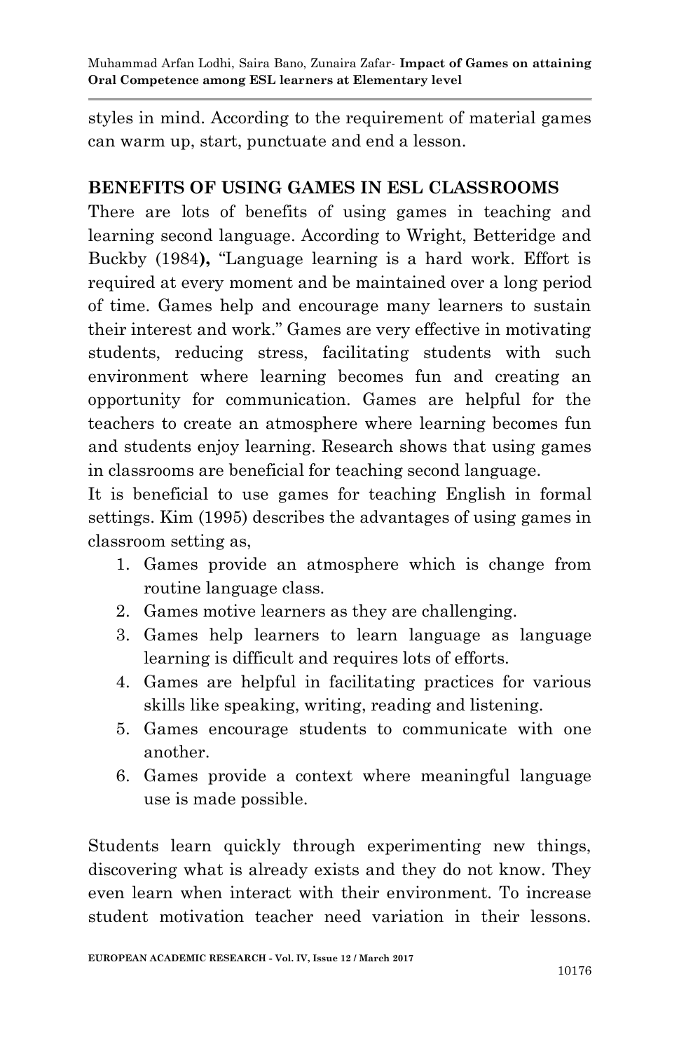styles in mind. According to the requirement of material games can warm up, start, punctuate and end a lesson.

## BENEFITS OF USING GAMES IN ESL CLASSROOMS

There are lots of benefits of using games in teaching and learning second language. According to Wright, Betteridge and Buckby (1984**),** "Language learning is a hard work. Effort is required at every moment and be maintained over a long period of time. Games help and encourage many learners to sustain their interest and work." Games are very effective in motivating students, reducing stress, facilitating students with such environment where learning becomes fun and creating an opportunity for communication. Games are helpful for the teachers to create an atmosphere where learning becomes fun and students enjoy learning. Research shows that using games in classrooms are beneficial for teaching second language.

It is beneficial to use games for teaching English in formal settings. Kim (1995) describes the advantages of using games in classroom setting as,

1. Games provide an atmosphere which is change from routine language class.
2. Games motive learners as they are challenging.
3. Games help learners to learn language as language learning is difficult and requires lots of efforts.
4. Games are helpful in facilitating practices for various skills like speaking, writing, reading and listening.
5. Games encourage students to communicate with one another.
6. Games provide a context where meaningful language use is made possible.

Students learn quickly through experimenting new things, discovering what is already exists and they do not know. They even learn when interact with their environment. To increase student motivation teacher need variation in their lessons.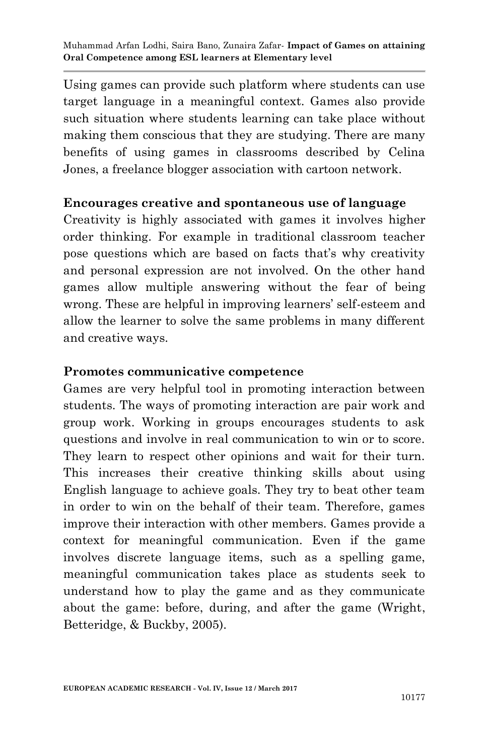Using games can provide such platform where students can use target language in a meaningful context. Games also provide such situation where students learning can take place without making them conscious that they are studying. There are many benefits of using games in classrooms described by Celina Jones, a freelance blogger association with cartoon network.

**Encourages creative and spontaneous use of language**

Creativity is highly associated with games it involves higher order thinking. For example in traditional classroom teacher pose questions which are based on facts that's why creativity and personal expression are not involved. On the other hand games allow multiple answering without the fear of being wrong. These are helpful in improving learners' self-esteem and allow the learner to solve the same problems in many different and creative ways.

**Promotes communicative competence**

Games are very helpful tool in promoting interaction between students. The ways of promoting interaction are pair work and group work. Working in groups encourages students to ask questions and involve in real communication to win or to score. They learn to respect other opinions and wait for their turn. This increases their creative thinking skills about using English language to achieve goals. They try to beat other team in order to win on the behalf of their team. Therefore, games improve their interaction with other members. Games provide a context for meaningful communication. Even if the game involves discrete language items, such as a spelling game, meaningful communication takes place as students seek to understand how to play the game and as they communicate about the game: before, during, and after the game (Wright, Betteridge, & Buckby, 2005).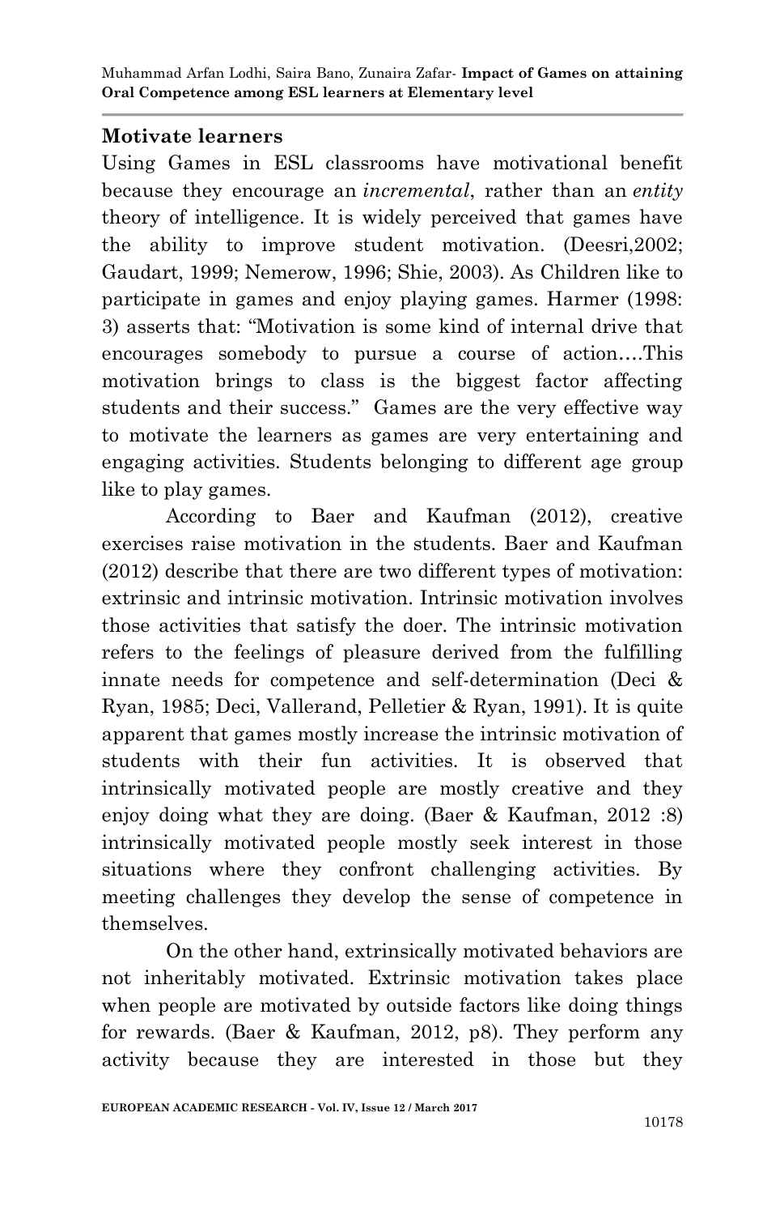## Motivate learners

Using Games in ESL classrooms have motivational benefit because they encourage an *incremental*, rather than an *entity* theory of intelligence. It is widely perceived that games have the ability to improve student motivation. (Deesri,2002; Gaudart, 1999; Nemerow, 1996; Shie, 2003). As Children like to participate in games and enjoy playing games. Harmer (1998: 3) asserts that: "Motivation is some kind of internal drive that encourages somebody to pursue a course of action….This motivation brings to class is the biggest factor affecting students and their success." Games are the very effective way to motivate the learners as games are very entertaining and engaging activities. Students belonging to different age group like to play games.

According to Baer and Kaufman (2012), creative exercises raise motivation in the students. Baer and Kaufman (2012) describe that there are two different types of motivation: extrinsic and intrinsic motivation. Intrinsic motivation involves those activities that satisfy the doer. The intrinsic motivation refers to the feelings of pleasure derived from the fulfilling innate needs for competence and self-determination (Deci & Ryan, 1985; Deci, Vallerand, Pelletier & Ryan, 1991). It is quite apparent that games mostly increase the intrinsic motivation of students with their fun activities. It is observed that intrinsically motivated people are mostly creative and they enjoy doing what they are doing. (Baer & Kaufman, 2012 :8) intrinsically motivated people mostly seek interest in those situations where they confront challenging activities. By meeting challenges they develop the sense of competence in themselves.

On the other hand, extrinsically motivated behaviors are not inheritably motivated. Extrinsic motivation takes place when people are motivated by outside factors like doing things for rewards. (Baer & Kaufman, 2012, p8). They perform any activity because they are interested in those but they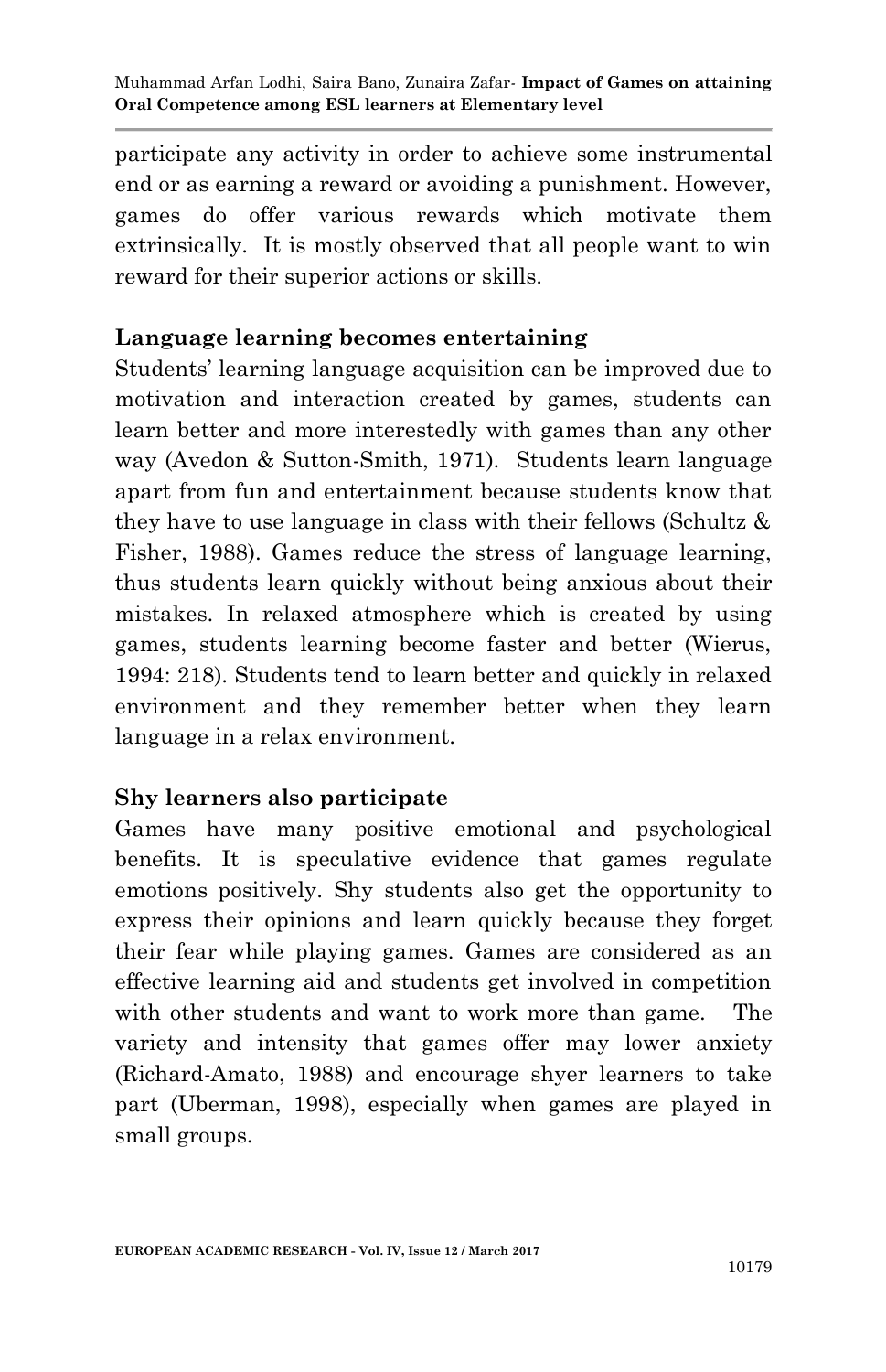participate any activity in order to achieve some instrumental end or as earning a reward or avoiding a punishment. However, games do offer various rewards which motivate them extrinsically. It is mostly observed that all people want to win reward for their superior actions or skills.

### Language learning becomes entertaining

Students' learning language acquisition can be improved due to motivation and interaction created by games, students can learn better and more interestedly with games than any other way (Avedon & Sutton-Smith, 1971). Students learn language apart from fun and entertainment because students know that they have to use language in class with their fellows (Schultz & Fisher, 1988). Games reduce the stress of language learning, thus students learn quickly without being anxious about their mistakes. In relaxed atmosphere which is created by using games, students learning become faster and better (Wierus, 1994: 218). Students tend to learn better and quickly in relaxed environment and they remember better when they learn language in a relax environment.

### Shy learners also participate

Games have many positive emotional and psychological benefits. It is speculative evidence that games regulate emotions positively. Shy students also get the opportunity to express their opinions and learn quickly because they forget their fear while playing games. Games are considered as an effective learning aid and students get involved in competition with other students and want to work more than game. The variety and intensity that games offer may lower anxiety (Richard-Amato, 1988) and encourage shyer learners to take part (Uberman, 1998), especially when games are played in small groups.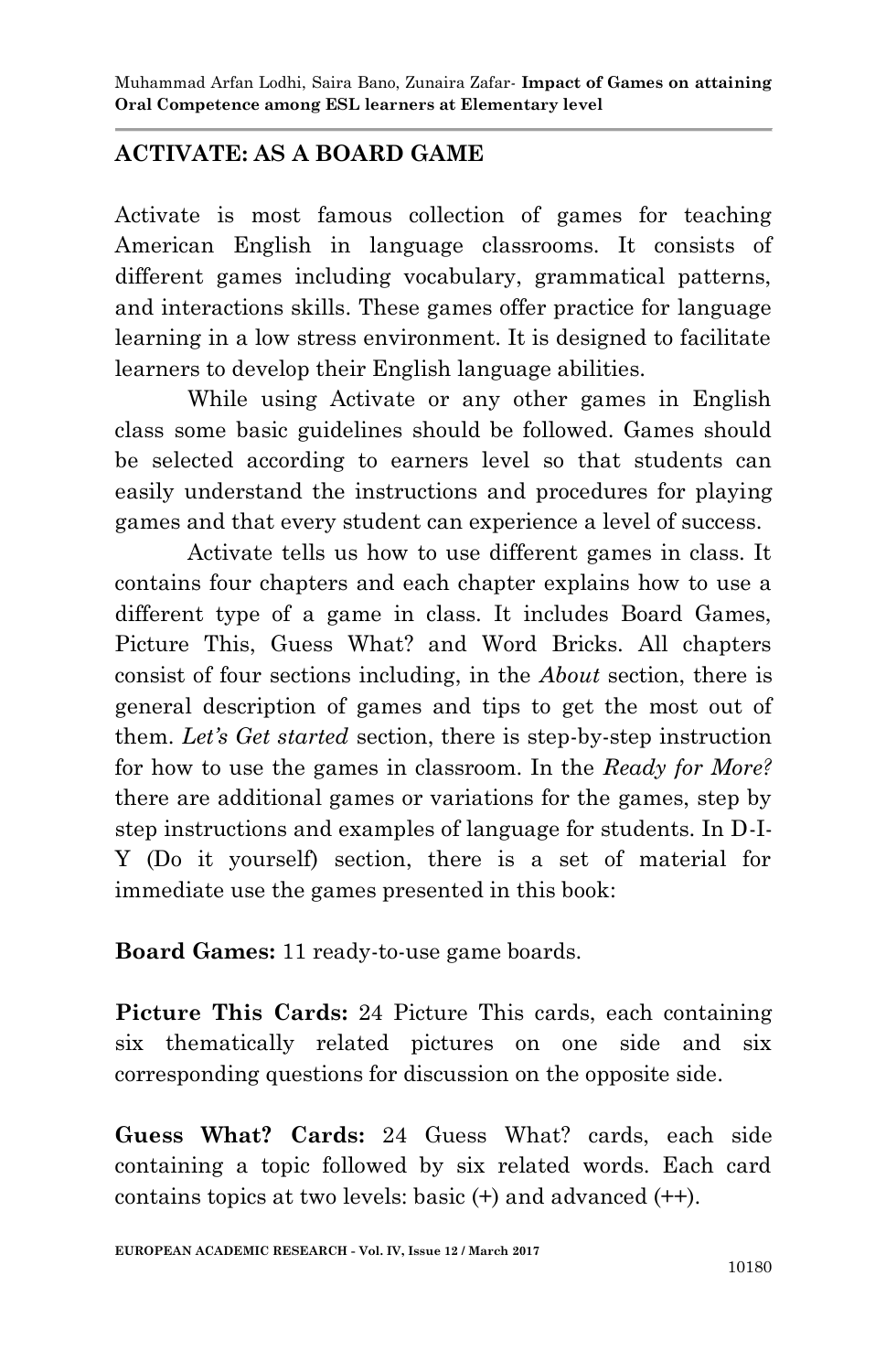## ACTIVATE: AS A BOARD GAME

Activate is most famous collection of games for teaching American English in language classrooms. It consists of different games including vocabulary, grammatical patterns, and interactions skills. These games offer practice for language learning in a low stress environment. It is designed to facilitate learners to develop their English language abilities.

While using Activate or any other games in English class some basic guidelines should be followed. Games should be selected according to earners level so that students can easily understand the instructions and procedures for playing games and that every student can experience a level of success.

Activate tells us how to use different games in class. It contains four chapters and each chapter explains how to use a different type of a game in class. It includes Board Games, Picture This, Guess What? and Word Bricks. All chapters consist of four sections including, in the *About* section, there is general description of games and tips to get the most out of them. *Let's Get started* section, there is step-by-step instruction for how to use the games in classroom. In the *Ready for More?* there are additional games or variations for the games, step by step instructions and examples of language for students. In D-I-Y (Do it yourself) section, there is a set of material for immediate use the games presented in this book:

**Board Games:** 11 ready-to-use game boards.

**Picture This Cards:** 24 Picture This cards, each containing six thematically related pictures on one side and six corresponding questions for discussion on the opposite side.

**Guess What? Cards:** 24 Guess What? cards, each side containing a topic followed by six related words. Each card contains topics at two levels: basic (+) and advanced (++).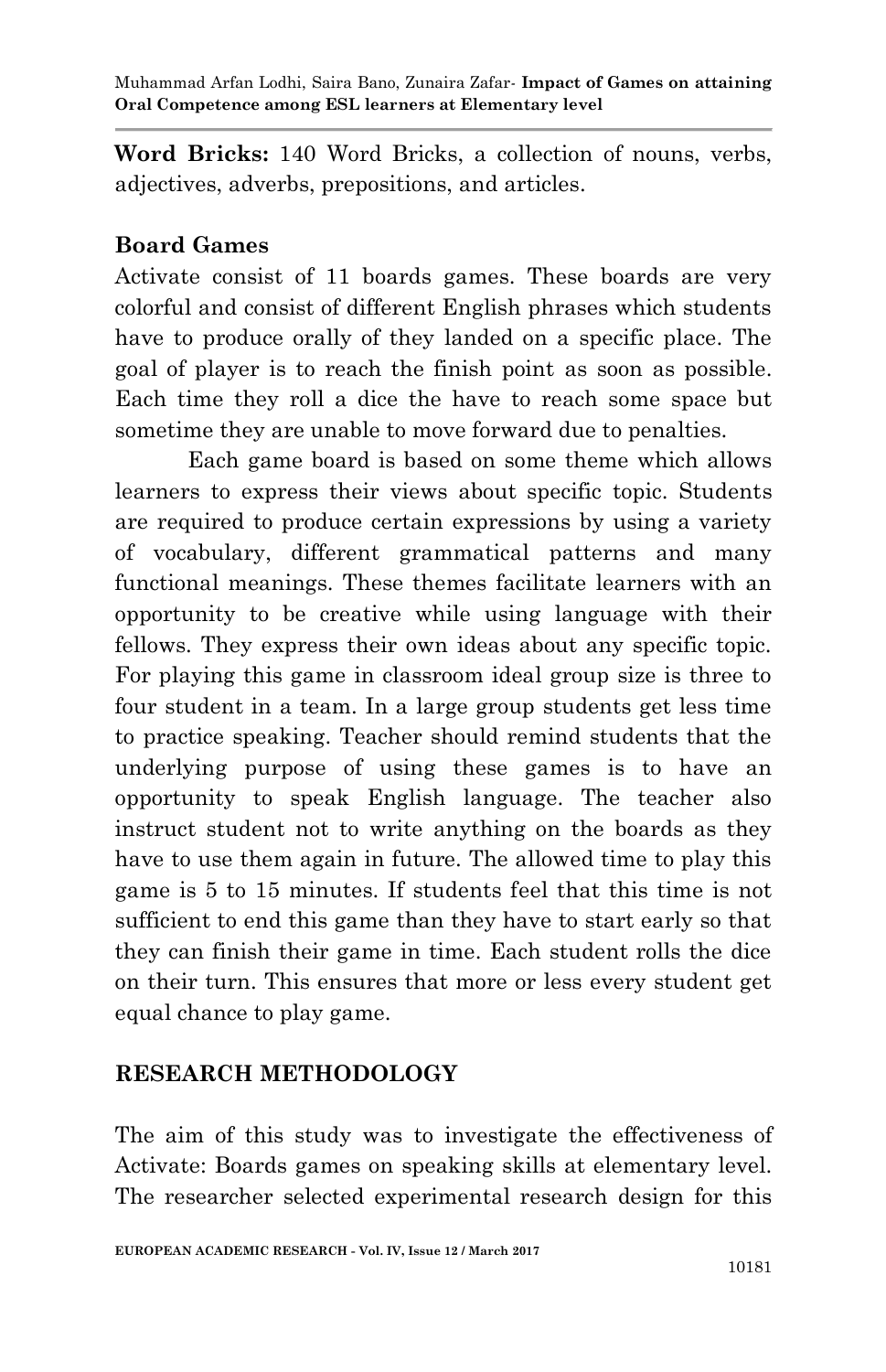**Word Bricks:** 140 Word Bricks, a collection of nouns, verbs, adjectives, adverbs, prepositions, and articles.

## Board Games

Activate consist of 11 boards games. These boards are very colorful and consist of different English phrases which students have to produce orally of they landed on a specific place. The goal of player is to reach the finish point as soon as possible. Each time they roll a dice the have to reach some space but sometime they are unable to move forward due to penalties.

Each game board is based on some theme which allows learners to express their views about specific topic. Students are required to produce certain expressions by using a variety of vocabulary, different grammatical patterns and many functional meanings. These themes facilitate learners with an opportunity to be creative while using language with their fellows. They express their own ideas about any specific topic. For playing this game in classroom ideal group size is three to four student in a team. In a large group students get less time to practice speaking. Teacher should remind students that the underlying purpose of using these games is to have an opportunity to speak English language. The teacher also instruct student not to write anything on the boards as they have to use them again in future. The allowed time to play this game is 5 to 15 minutes. If students feel that this time is not sufficient to end this game than they have to start early so that they can finish their game in time. Each student rolls the dice on their turn. This ensures that more or less every student get equal chance to play game.

## RESEARCH METHODOLOGY

The aim of this study was to investigate the effectiveness of Activate: Boards games on speaking skills at elementary level. The researcher selected experimental research design for this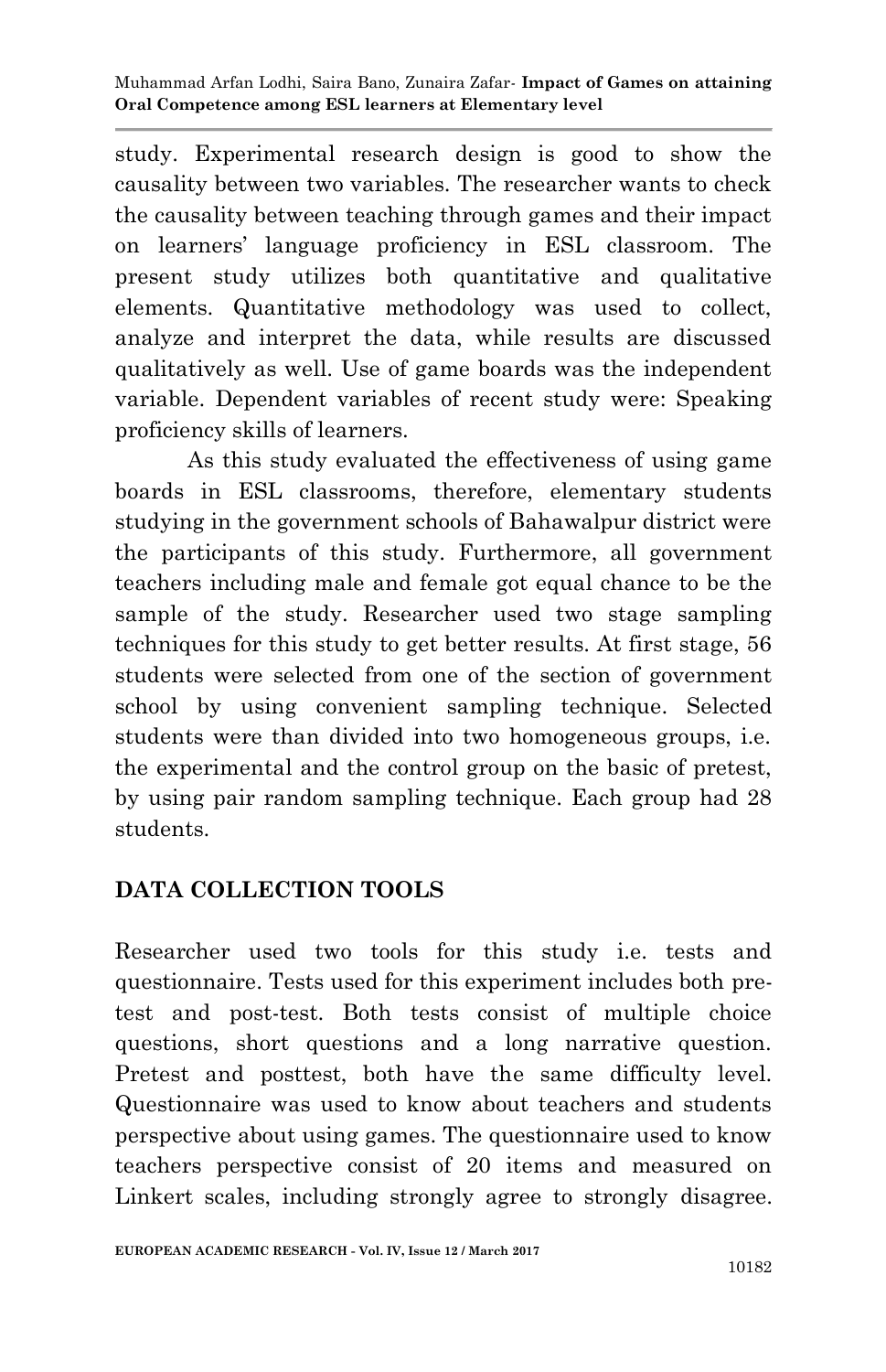study. Experimental research design is good to show the causality between two variables. The researcher wants to check the causality between teaching through games and their impact on learners' language proficiency in ESL classroom. The present study utilizes both quantitative and qualitative elements. Quantitative methodology was used to collect, analyze and interpret the data, while results are discussed qualitatively as well. Use of game boards was the independent variable. Dependent variables of recent study were: Speaking proficiency skills of learners.

As this study evaluated the effectiveness of using game boards in ESL classrooms, therefore, elementary students studying in the government schools of Bahawalpur district were the participants of this study. Furthermore, all government teachers including male and female got equal chance to be the sample of the study. Researcher used two stage sampling techniques for this study to get better results. At first stage, 56 students were selected from one of the section of government school by using convenient sampling technique. Selected students were than divided into two homogeneous groups, i.e. the experimental and the control group on the basic of pretest, by using pair random sampling technique. Each group had 28 students.

## DATA COLLECTION TOOLS

Researcher used two tools for this study i.e. tests and questionnaire. Tests used for this experiment includes both pre-test and post-test. Both tests consist of multiple choice questions, short questions and a long narrative question. Pretest and posttest, both have the same difficulty level. Questionnaire was used to know about teachers and students perspective about using games. The questionnaire used to know teachers perspective consist of 20 items and measured on Linkert scales, including strongly agree to strongly disagree.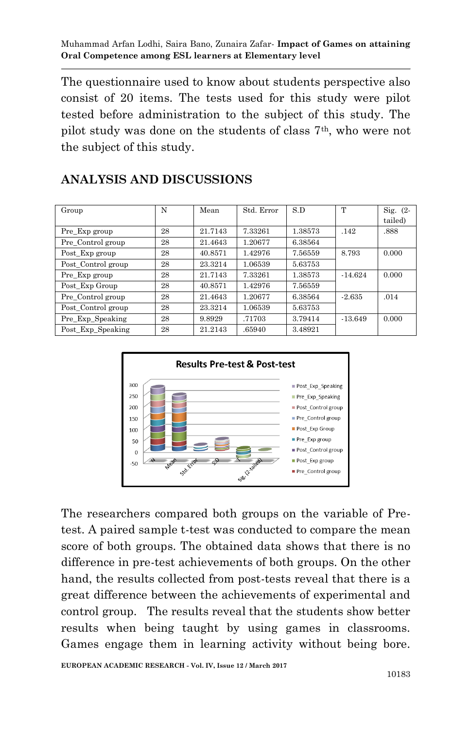The questionnaire used to know about students perspective also consist of 20 items. The tests used for this study were pilot tested before administration to the subject of this study. The pilot study was done on the students of class 7th, who were not the subject of this study.

## ANALYSIS AND DISCUSSIONS

| Group | N | Mean | Std. Error | S.D | T | Sig. (2-tailed) |
|---|---|---|---|---|---|---|
| Pre_Exp group | 28 | 21.7143 | 7.33261 | 1.38573 | .142 | .888 |
| Pre_Control group | 28 | 21.4643 | 1.20677 | 6.38564 | | |
| Post_Exp group | 28 | 40.8571 | 1.42976 | 7.56559 | 8.793 | 0.000 |
| Post_Control group | 28 | 23.3214 | 1.06539 | 5.63753 | | |
| Pre_Exp group | 28 | 21.7143 | 7.33261 | 1.38573 | -14.624 | 0.000 |
| Post_Exp Group | 28 | 40.8571 | 1.42976 | 7.56559 | | |
| Pre_Control group | 28 | 21.4643 | 1.20677 | 6.38564 | -2.635 | .014 |
| Post_Control group | 28 | 23.3214 | 1.06539 | 5.63753 | | |
| Pre_Exp_Speaking | 28 | 9.8929 | .71703 | 3.79414 | -13.649 | 0.000 |
| Post_Exp_Speaking | 28 | 21.2143 | .65940 | 3.48921 | | |

The researchers compared both groups on the variable of Pre-test. A paired sample t-test was conducted to compare the mean score of both groups. The obtained data shows that there is no difference in pre-test achievements of both groups. On the other hand, the results collected from post-tests reveal that there is a great difference between the achievements of experimental and control group. The results reveal that the students show better results when being taught by using games in classrooms. Games engage them in learning activity without being bore.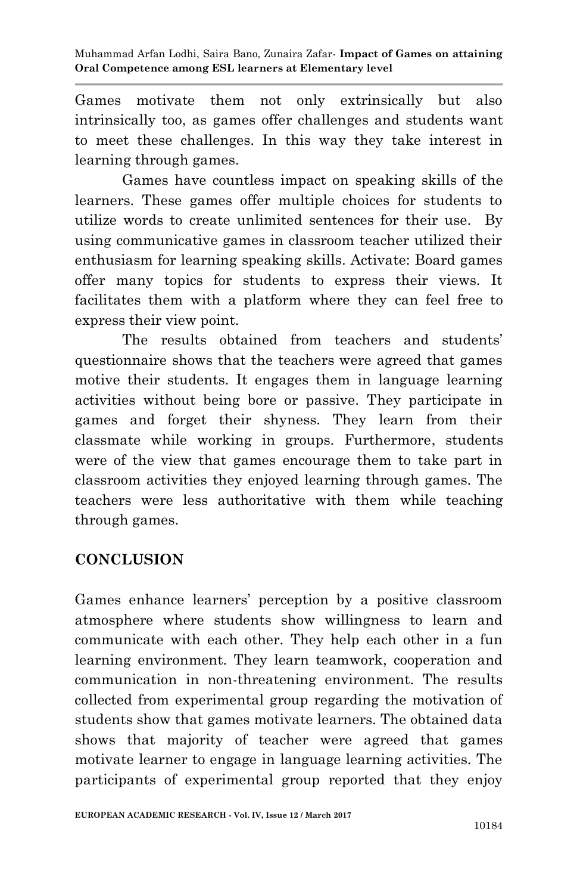Games motivate them not only extrinsically but also intrinsically too, as games offer challenges and students want to meet these challenges. In this way they take interest in learning through games.

Games have countless impact on speaking skills of the learners. These games offer multiple choices for students to utilize words to create unlimited sentences for their use. By using communicative games in classroom teacher utilized their enthusiasm for learning speaking skills. Activate: Board games offer many topics for students to express their views. It facilitates them with a platform where they can feel free to express their view point.

The results obtained from teachers and students' questionnaire shows that the teachers were agreed that games motive their students. It engages them in language learning activities without being bore or passive. They participate in games and forget their shyness. They learn from their classmate while working in groups. Furthermore, students were of the view that games encourage them to take part in classroom activities they enjoyed learning through games. The teachers were less authoritative with them while teaching through games.

## CONCLUSION

Games enhance learners' perception by a positive classroom atmosphere where students show willingness to learn and communicate with each other. They help each other in a fun learning environment. They learn teamwork, cooperation and communication in non-threatening environment. The results collected from experimental group regarding the motivation of students show that games motivate learners. The obtained data shows that majority of teacher were agreed that games motivate learner to engage in language learning activities. The participants of experimental group reported that they enjoy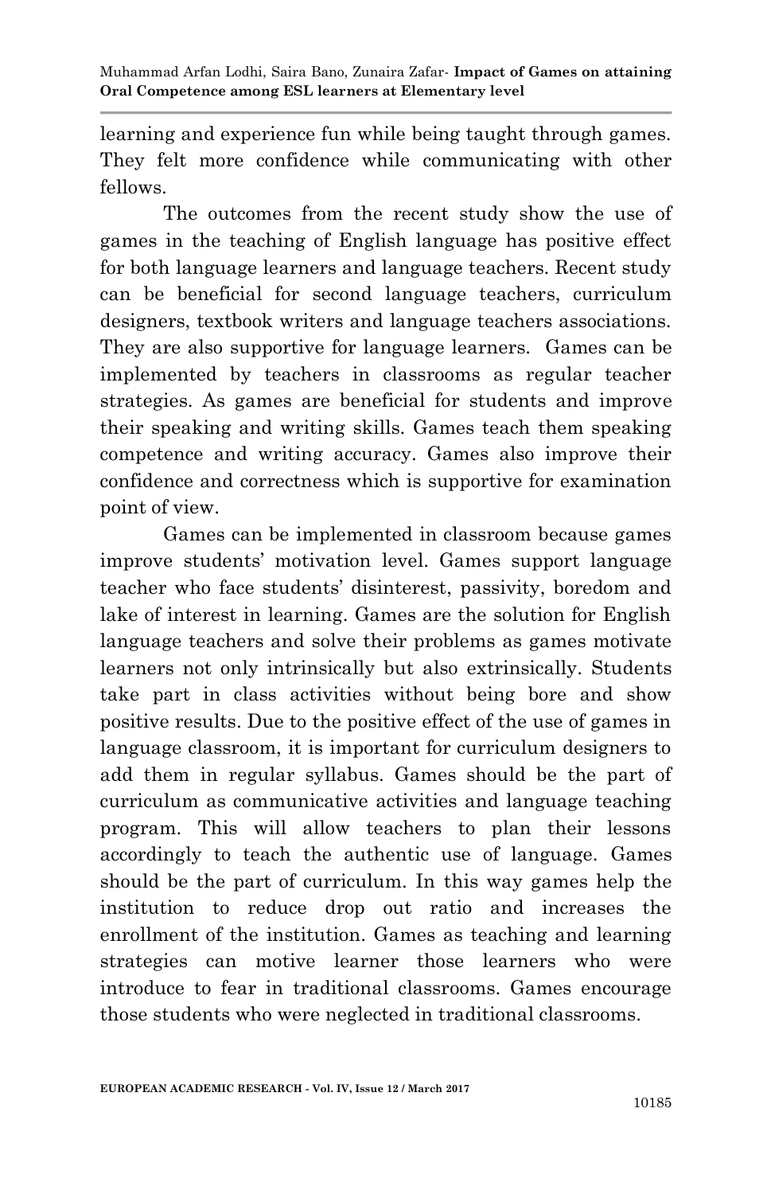learning and experience fun while being taught through games. They felt more confidence while communicating with other fellows.

The outcomes from the recent study show the use of games in the teaching of English language has positive effect for both language learners and language teachers. Recent study can be beneficial for second language teachers, curriculum designers, textbook writers and language teachers associations. They are also supportive for language learners. Games can be implemented by teachers in classrooms as regular teacher strategies. As games are beneficial for students and improve their speaking and writing skills. Games teach them speaking competence and writing accuracy. Games also improve their confidence and correctness which is supportive for examination point of view.

Games can be implemented in classroom because games improve students' motivation level. Games support language teacher who face students' disinterest, passivity, boredom and lake of interest in learning. Games are the solution for English language teachers and solve their problems as games motivate learners not only intrinsically but also extrinsically. Students take part in class activities without being bore and show positive results. Due to the positive effect of the use of games in language classroom, it is important for curriculum designers to add them in regular syllabus. Games should be the part of curriculum as communicative activities and language teaching program. This will allow teachers to plan their lessons accordingly to teach the authentic use of language. Games should be the part of curriculum. In this way games help the institution to reduce drop out ratio and increases the enrollment of the institution. Games as teaching and learning strategies can motive learner those learners who were introduce to fear in traditional classrooms. Games encourage those students who were neglected in traditional classrooms.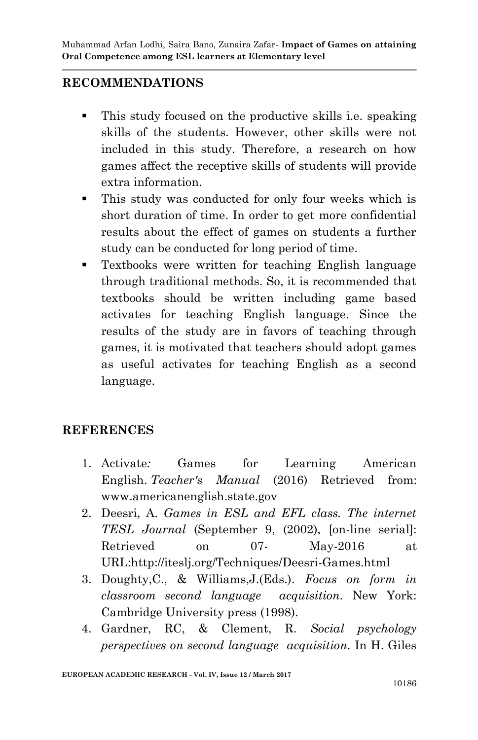## RECOMMENDATIONS

- This study focused on the productive skills i.e. speaking skills of the students. However, other skills were not included in this study. Therefore, a research on how games affect the receptive skills of students will provide extra information.
- This study was conducted for only four weeks which is short duration of time. In order to get more confidential results about the effect of games on students a further study can be conducted for long period of time.
- Textbooks were written for teaching English language through traditional methods. So, it is recommended that textbooks should be written including game based activates for teaching English language. Since the results of the study are in favors of teaching through games, it is motivated that teachers should adopt games as useful activates for teaching English as a second language.

## REFERENCES

1. Activate*:* Games for Learning American English. *Teacher's Manual* (2016) Retrieved from: www.americanenglish.state.gov
2. Deesri, A. *Games in ESL and EFL class. The internet TESL Journal* (September 9, (2002), [on-line serial]: Retrieved on 07- May-2016 at URL:http://iteslj.org/Techniques/Deesri-Games.html
3. Doughty,C., & Williams,J.(Eds.). *Focus on form in classroom second language acquisition.* New York: Cambridge University press (1998).
4. Gardner, RC, & Clement, R. *Social psychology perspectives on second language acquisition.* In H. Giles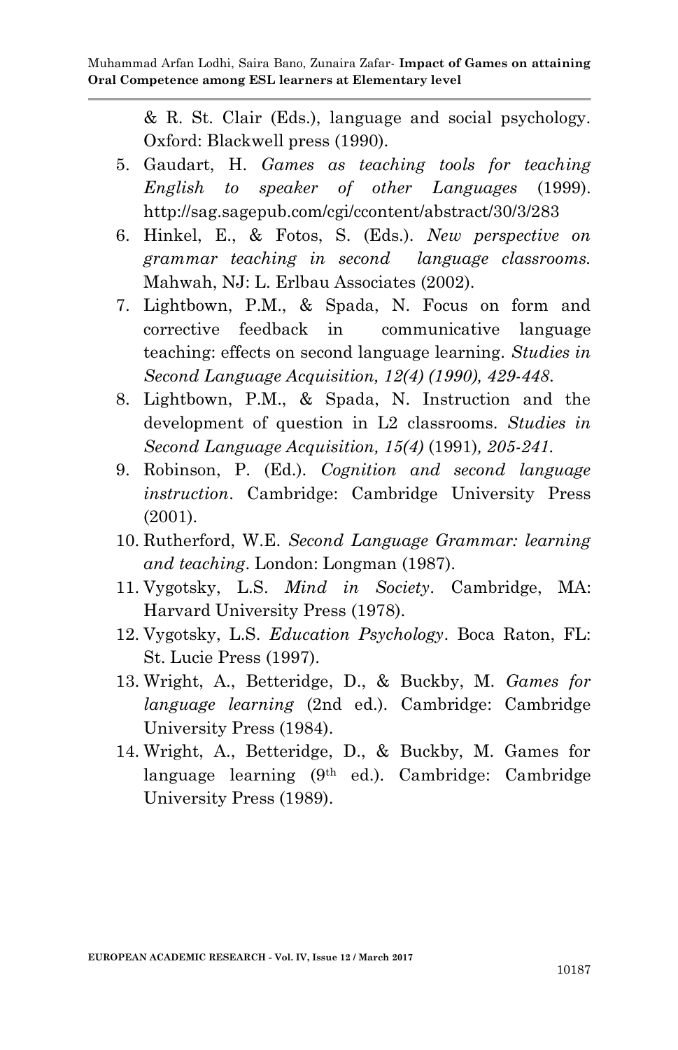& R. St. Clair (Eds.), language and social psychology. Oxford: Blackwell press (1990).

5. Gaudart, H. *Games as teaching tools for teaching English to speaker of other Languages* (1999). http://sag.sagepub.com/cgi/ccontent/abstract/30/3/283
6. Hinkel, E., & Fotos, S. (Eds.). *New perspective on grammar teaching in second language classrooms.* Mahwah, NJ: L. Erlbau Associates (2002).
7. Lightbown, P.M., & Spada, N. Focus on form and corrective feedback in communicative language teaching: effects on second language learning. *Studies in Second Language Acquisition, 12(4) (1990), 429-448.*
8. Lightbown, P.M., & Spada, N. Instruction and the development of question in L2 classrooms. *Studies in Second Language Acquisition, 15(4)* (1991)*, 205-241.*
9. Robinson, P. (Ed.). *Cognition and second language instruction*. Cambridge: Cambridge University Press (2001).
10. Rutherford, W.E. *Second Language Grammar: learning and teaching*. London: Longman (1987).
11. Vygotsky, L.S. *Mind in Society*. Cambridge, MA: Harvard University Press (1978).
12. Vygotsky, L.S. *Education Psychology*. Boca Raton, FL: St. Lucie Press (1997).
13. Wright, A., Betteridge, D., & Buckby, M. *Games for language learning* (2nd ed.). Cambridge: Cambridge University Press (1984).
14. Wright, A., Betteridge, D., & Buckby, M. Games for language learning (9th ed.). Cambridge: Cambridge University Press (1989).